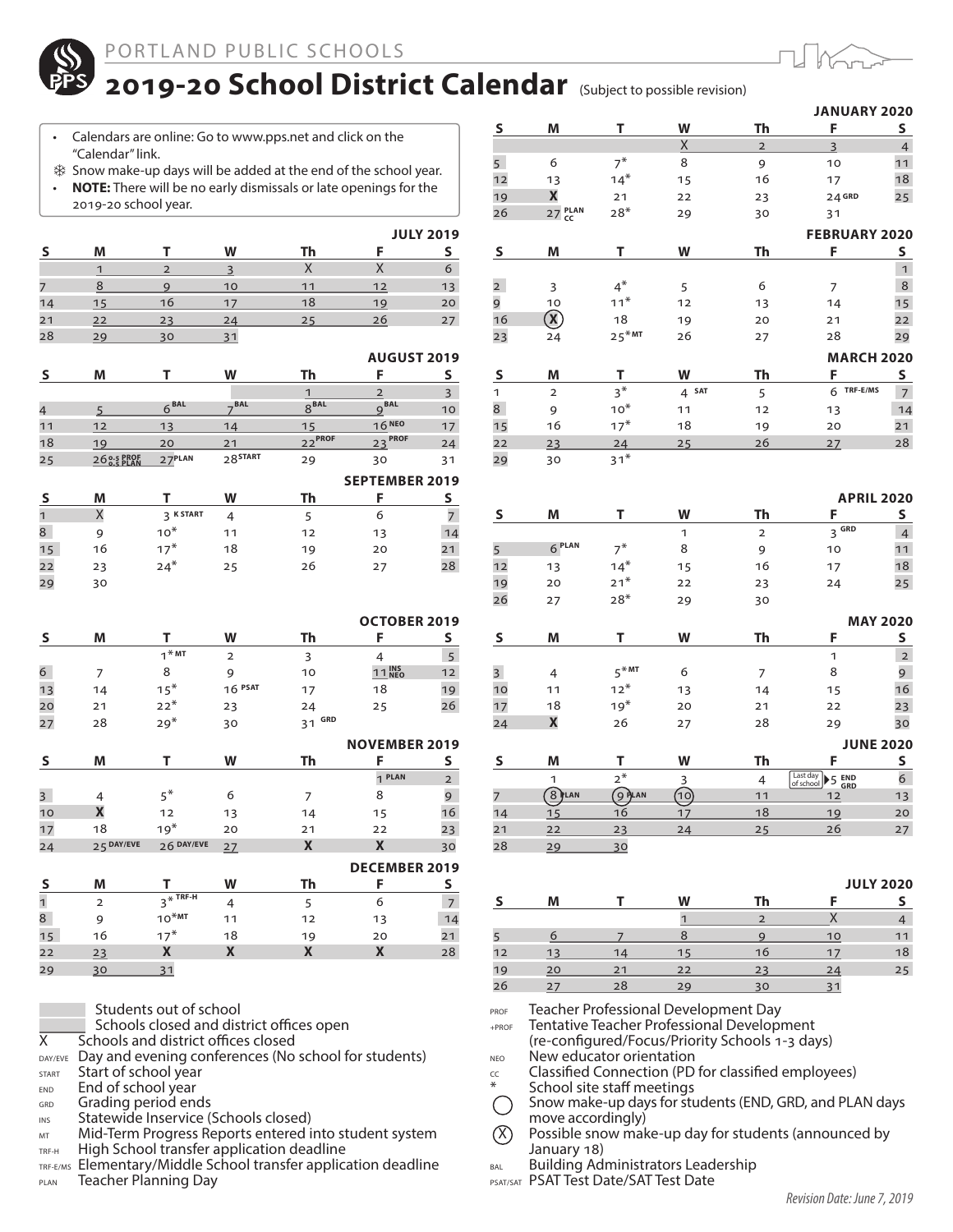PORTLAND PUBLIC SCHOOLS

# 2019-20 School District Calendar (Subject to possible revision)

- Calendars are online: Go to www.pps.net and click on the "Calendar" link.
- ❄ Snow make-up days will be added at the end of the school year.
- **NOTE:** There will be no early dismissals or late openings for the 2019-20 school year.

### JULY 2019

| S | M | T | W | Th | F | S |
|---|---|---|---|---|---|---|
| | 1 | 2 | 3 | X | X | 6 |
| 7 | 8 | 9 | 10 | 11 | 12 | 13 |
| 14 | 15 | 16 | 17 | 18 | 19 | 20 |
| 21 | 22 | 23 | 24 | 25 | 26 | 27 |
| 28 | 29 | 30 | 31 | | | |

### AUGUST 2019

| S | M | T | W | Th | F | S |
|---|---|---|---|---|---|---|
| | | | | 1 | 2 | 3 |
| 4 | 5 | 6 BAL | 7 BAL | 8 BAL | 9 BAL | 10 |
| 11 | 12 | 13 | 14 | 15 | 16 NEO | 17 |
| 18 | 19 | 20 | 21 | 22 PROF | 23 PROF | 24 |
| 25 | 26 0.5 PROF 0.5 PLAN | 27 PLAN | 28 START | 29 | 30 | 31 |

### SEPTEMBER 2019

| S | M | T | W | Th | F | S |
|---|---|---|---|---|---|---|
| 1 | X | 3 K START | 4 | 5 | 6 | 7 |
| 8 | 9 | 10* | 11 | 12 | 13 | 14 |
| 15 | 16 | 17* | 18 | 19 | 20 | 21 |
| 22 | 23 | 24* | 25 | 26 | 27 | 28 |
| 29 | 30 | | | | | |

### OCTOBER 2019

| S | M | T | W | Th | F | S |
|---|---|---|---|---|---|---|
| | | 1* MT | 2 | 3 | 4 | 5 |
| 6 | 7 | 8 | 9 | 10 | 11 INS NEO | 12 |
| 13 | 14 | 15* | 16 PSAT | 17 | 18 | 19 |
| 20 | 21 | 22* | 23 | 24 | 25 | 26 |
| 27 | 28 | 29* | 30 | 31 GRD | | |

### NOVEMBER 2019

| S | M | T | W | Th | F | S |
|---|---|---|---|---|---|---|
| | | | | | 1 PLAN | 2 |
| 3 | 4 | 5* | 6 | 7 | 8 | 9 |
| 10 | X | 12 | 13 | 14 | 15 | 16 |
| 17 | 18 | 19* | 20 | 21 | 22 | 23 |
| 24 | 25 DAY/EVE | 26 DAY/EVE | 27 | X | X | 30 |

### DECEMBER 2019

| S | M | T | W | Th | F | S |
|---|---|---|---|---|---|---|
| 1 | 2 | 3* TRF-H | 4 | 5 | 6 | 7 |
| 8 | 9 | 10* MT | 11 | 12 | 13 | 14 |
| 15 | 16 | 17* | 18 | 19 | 20 | 21 |
| 22 | 23 | X | X | X | X | 28 |
| 29 | 30 | 31 | | | | |

### JANUARY 2020

| S | M | T | W | Th | F | S |
|---|---|---|---|---|---|---|
| | | | X | 2 | 3 | 4 |
| 5 | 6 | 7* | 8 | 9 | 10 | 11 |
| 12 | 13 | 14* | 15 | 16 | 17 | 18 |
| 19 | X | 21 | 22 | 23 | 24 GRD | 25 |
| 26 | 27 PLAN CC | 28* | 29 | 30 | 31 | |

### FEBRUARY 2020

| S | M | T | W | Th | F | S |
|---|---|---|---|---|---|---|
| | | | | | | 1 |
| 2 | 3 | 4* | 5 | 6 | 7 | 8 |
| 9 | 10 | 11* | 12 | 13 | 14 | 15 |
| 16 | (X) | 18 | 19 | 20 | 21 | 22 |
| 23 | 24 | 25* MT | 26 | 27 | 28 | 29 |

### MARCH 2020

| S | M | T | W | Th | F | S |
|---|---|---|---|---|---|---|
| 1 | 2 | 3* | 4 SAT | 5 | 6 TRF-E/MS | 7 |
| 8 | 9 | 10* | 11 | 12 | 13 | 14 |
| 15 | 16 | 17* | 18 | 19 | 20 | 21 |
| 22 | 23 | 24 | 25 | 26 | 27 | 28 |
| 29 | 30 | 31* | | | | |

### APRIL 2020

| S | M | T | W | Th | F | S |
|---|---|---|---|---|---|---|
| | | | 1 | 2 | 3 GRD | 4 |
| 5 | 6 PLAN | 7* | 8 | 9 | 10 | 11 |
| 12 | 13 | 14* | 15 | 16 | 17 | 18 |
| 19 | 20 | 21* | 22 | 23 | 24 | 25 |
| 26 | 27 | 28* | 29 | 30 | | |

### MAY 2020

| S | M | T | W | Th | F | S |
|---|---|---|---|---|---|---|
| | | | | | 1 | 2 |
| 3 | 4 | 5* MT | 6 | 7 | 8 | 9 |
| 10 | 11 | 12* | 13 | 14 | 15 | 16 |
| 17 | 18 | 19* | 20 | 21 | 22 | 23 |
| 24 | X | 26 | 27 | 28 | 29 | 30 |

### JUNE 2020

| S | M | T | W | Th | F | S |
|---|---|---|---|---|---|---|
| | 1 | 2* | 3 | 4 | Last day of school ▶ 5 END GRD | 6 |
| 7 | (8) PLAN | (9) PLAN | (10) | 11 | 12 | 13 |
| 14 | 15 | 16 | 17 | 18 | 19 | 20 |
| 21 | 22 | 23 | 24 | 25 | 26 | 27 |
| 28 | 29 | 30 | | | | |

### JULY 2020

| S | M | T | W | Th | F | S |
|---|---|---|---|---|---|---|
| | | | 1 | 2 | X | 4 |
| 5 | 6 | 7 | 8 | 9 | 10 | 11 |
| 12 | 13 | 14 | 15 | 16 | 17 | 18 |
| 19 | 20 | 21 | 22 | 23 | 24 | 25 |
| 26 | 27 | 28 | 29 | 30 | 31 | |

### Legend

- (shaded) Students out of school
- (underlined) Schools closed and district offices open
- X — Schools and district offices closed
- DAY/EVE — Day and evening conferences (No school for students)
- START — Start of school year
- END — End of school year
- GRD — Grading period ends
- INS — Statewide Inservice (Schools closed)
- MT — Mid-Term Progress Reports entered into student system
- TRF-H — High School transfer application deadline
- TRF-E/MS — Elementary/Middle School transfer application deadline
- PLAN — Teacher Planning Day
- PROF — Teacher Professional Development Day
- +PROF — Tentative Teacher Professional Development (re-configured/Focus/Priority Schools 1-3 days)
- NEO — New educator orientation
- CC — Classified Connection (PD for classified employees)
- * — School site staff meetings
- ◯ — Snow make-up days for students (END, GRD, and PLAN days move accordingly)
- (X) — Possible snow make-up day for students (announced by January 18)
- BAL — Building Administrators Leadership
- PSAT/SAT — PSAT Test Date/SAT Test Date

*Revision Date: June 7, 2019*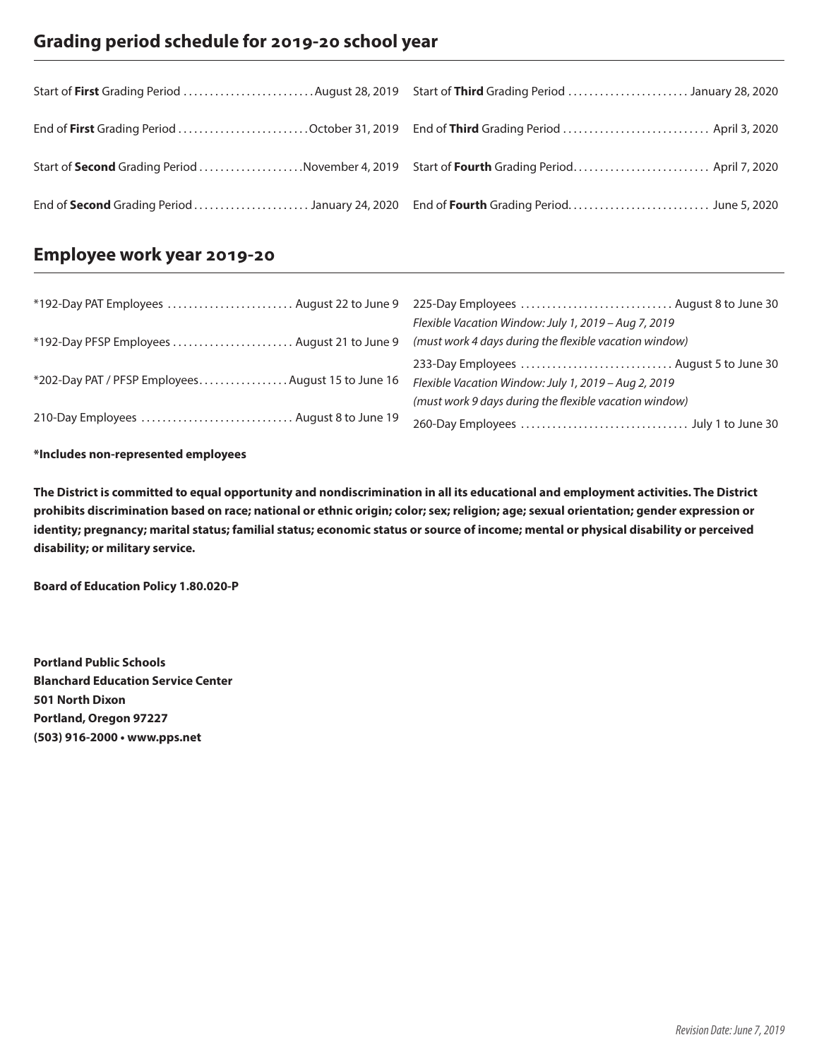## Grading period schedule for 2019-20 school year

| | |
|---|---|
| Start of **First** Grading Period | August 28, 2019 |
| End of **First** Grading Period | October 31, 2019 |
| Start of **Second** Grading Period | November 4, 2019 |
| End of **Second** Grading Period | January 24, 2020 |
| Start of **Third** Grading Period | January 28, 2020 |
| End of **Third** Grading Period | April 3, 2020 |
| Start of **Fourth** Grading Period | April 7, 2020 |
| End of **Fourth** Grading Period | June 5, 2020 |

## Employee work year 2019-20

| | |
|---|---|
| *192-Day PAT Employees | August 22 to June 9 |
| *192-Day PFSP Employees | August 21 to June 9 |
| *202-Day PAT / PFSP Employees | August 15 to June 16 |
| 210-Day Employees | August 8 to June 19 |
| 225-Day Employees | August 8 to June 30 |
| 233-Day Employees | August 5 to June 30 |
| 260-Day Employees | July 1 to June 30 |

225-Day Employees: *Flexible Vacation Window: July 1, 2019 – Aug 7, 2019 (must work 4 days during the flexible vacation window)*

233-Day Employees: *Flexible Vacation Window: July 1, 2019 – Aug 2, 2019 (must work 9 days during the flexible vacation window)*

**\*Includes non-represented employees**

**The District is committed to equal opportunity and nondiscrimination in all its educational and employment activities. The District prohibits discrimination based on race; national or ethnic origin; color; sex; religion; age; sexual orientation; gender expression or identity; pregnancy; marital status; familial status; economic status or source of income; mental or physical disability or perceived disability; or military service.**

**Board of Education Policy 1.80.020-P**

**Portland Public Schools**
**Blanchard Education Service Center**
**501 North Dixon**
**Portland, Oregon 97227**
**(503) 916-2000 • www.pps.net**

*Revision Date: June 7, 2019*